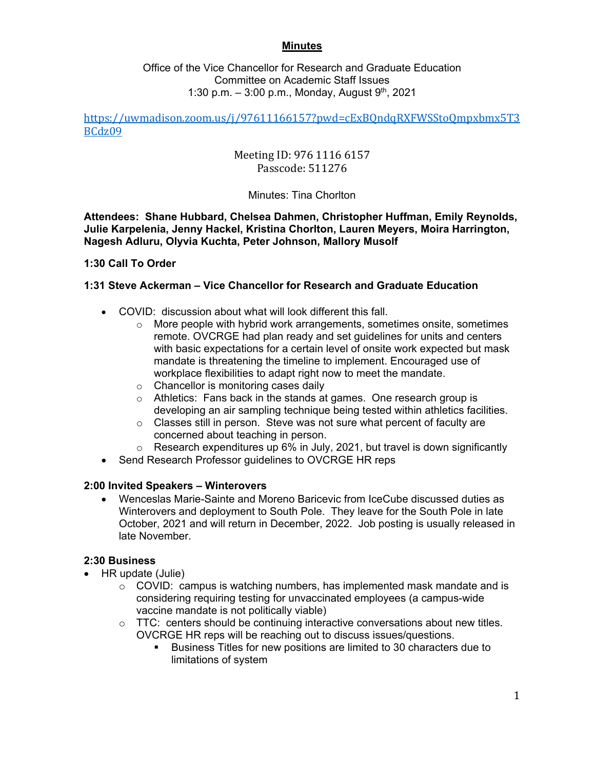# Minutes

Office of the Vice Chancellor for Research and Graduate Education
Committee on Academic Staff Issues
1:30 p.m. – 3:00 p.m., Monday, August 9th, 2021

https://uwmadison.zoom.us/j/97611166157?pwd=cExBQndqRXFWSStoQmpxbmx5T3BCdz09

Meeting ID: 976 1116 6157
Passcode: 511276

Minutes: Tina Chorlton

**Attendees: Shane Hubbard, Chelsea Dahmen, Christopher Huffman, Emily Reynolds, Julie Karpelenia, Jenny Hackel, Kristina Chorlton, Lauren Meyers, Moira Harrington, Nagesh Adluru, Olyvia Kuchta, Peter Johnson, Mallory Musolf**

**1:30 Call To Order**

**1:31 Steve Ackerman – Vice Chancellor for Research and Graduate Education**

- COVID: discussion about what will look different this fall.
  - More people with hybrid work arrangements, sometimes onsite, sometimes remote. OVCRGE had plan ready and set guidelines for units and centers with basic expectations for a certain level of onsite work expected but mask mandate is threatening the timeline to implement. Encouraged use of workplace flexibilities to adapt right now to meet the mandate.
  - Chancellor is monitoring cases daily
  - Athletics: Fans back in the stands at games. One research group is developing an air sampling technique being tested within athletics facilities.
  - Classes still in person. Steve was not sure what percent of faculty are concerned about teaching in person.
  - Research expenditures up 6% in July, 2021, but travel is down significantly
- Send Research Professor guidelines to OVCRGE HR reps

**2:00 Invited Speakers – Winterovers**

- Wenceslas Marie-Sainte and Moreno Baricevic from IceCube discussed duties as Winterovers and deployment to South Pole. They leave for the South Pole in late October, 2021 and will return in December, 2022. Job posting is usually released in late November.

**2:30 Business**

- HR update (Julie)
  - COVID: campus is watching numbers, has implemented mask mandate and is considering requiring testing for unvaccinated employees (a campus-wide vaccine mandate is not politically viable)
  - TTC: centers should be continuing interactive conversations about new titles. OVCRGE HR reps will be reaching out to discuss issues/questions.
    - Business Titles for new positions are limited to 30 characters due to limitations of system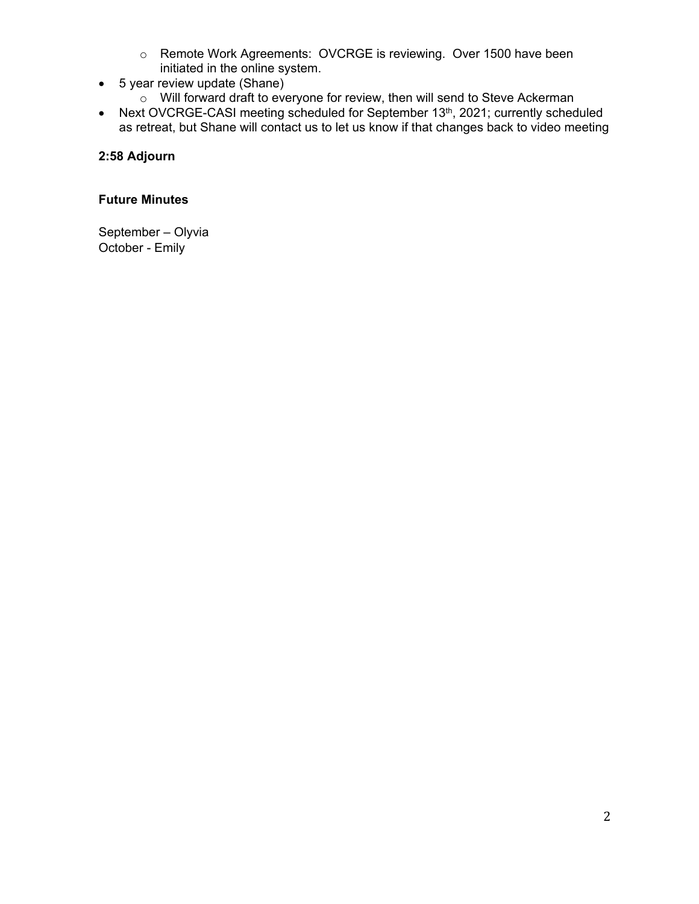- Remote Work Agreements: OVCRGE is reviewing. Over 1500 have been initiated in the online system.
- 5 year review update (Shane)
  - Will forward draft to everyone for review, then will send to Steve Ackerman
- Next OVCRGE-CASI meeting scheduled for September 13th, 2021; currently scheduled as retreat, but Shane will contact us to let us know if that changes back to video meeting

**2:58 Adjourn**

**Future Minutes**

September – Olyvia
October - Emily